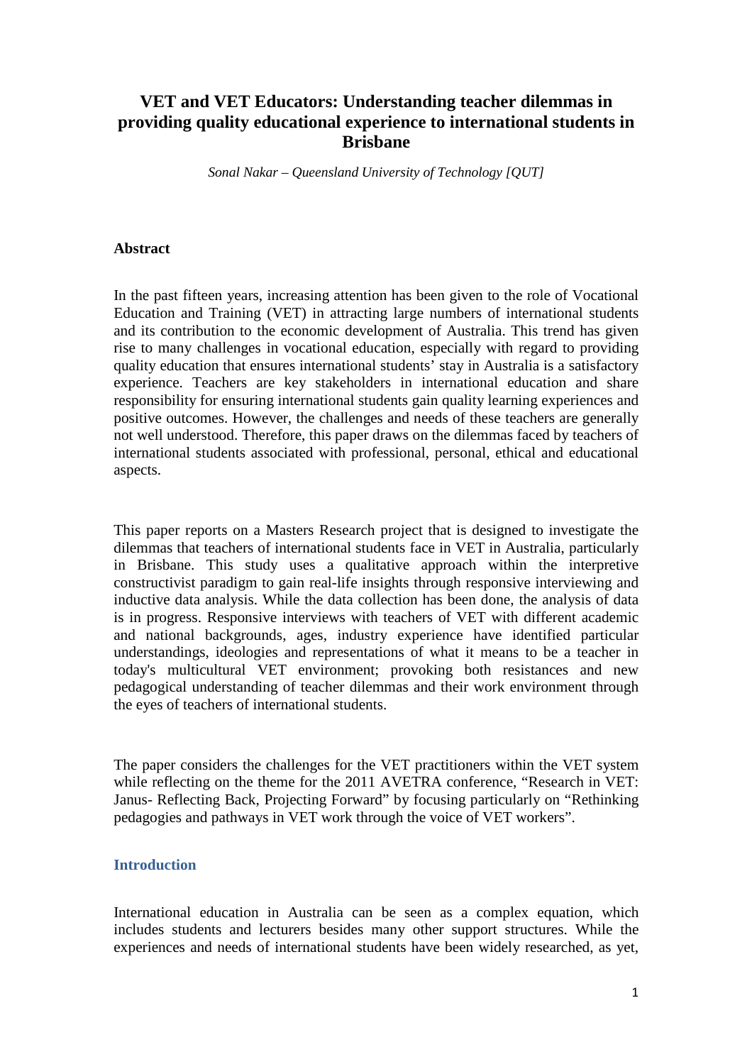# VET and VET Educators: Understanding teacher dilemmas in providing quality educational experience to international students in Brisbane

*Sonal Nakar – Queensland University of Technology [QUT]*

**Abstract**

In the past fifteen years, increasing attention has been given to the role of Vocational Education and Training (VET) in attracting large numbers of international students and its contribution to the economic development of Australia. This trend has given rise to many challenges in vocational education, especially with regard to providing quality education that ensures international students' stay in Australia is a satisfactory experience. Teachers are key stakeholders in international education and share responsibility for ensuring international students gain quality learning experiences and positive outcomes. However, the challenges and needs of these teachers are generally not well understood. Therefore, this paper draws on the dilemmas faced by teachers of international students associated with professional, personal, ethical and educational aspects.

This paper reports on a Masters Research project that is designed to investigate the dilemmas that teachers of international students face in VET in Australia, particularly in Brisbane. This study uses a qualitative approach within the interpretive constructivist paradigm to gain real-life insights through responsive interviewing and inductive data analysis. While the data collection has been done, the analysis of data is in progress. Responsive interviews with teachers of VET with different academic and national backgrounds, ages, industry experience have identified particular understandings, ideologies and representations of what it means to be a teacher in today's multicultural VET environment; provoking both resistances and new pedagogical understanding of teacher dilemmas and their work environment through the eyes of teachers of international students.

The paper considers the challenges for the VET practitioners within the VET system while reflecting on the theme for the 2011 AVETRA conference, "Research in VET: Janus- Reflecting Back, Projecting Forward" by focusing particularly on "Rethinking pedagogies and pathways in VET work through the voice of VET workers".

## Introduction

International education in Australia can be seen as a complex equation, which includes students and lecturers besides many other support structures. While the experiences and needs of international students have been widely researched, as yet,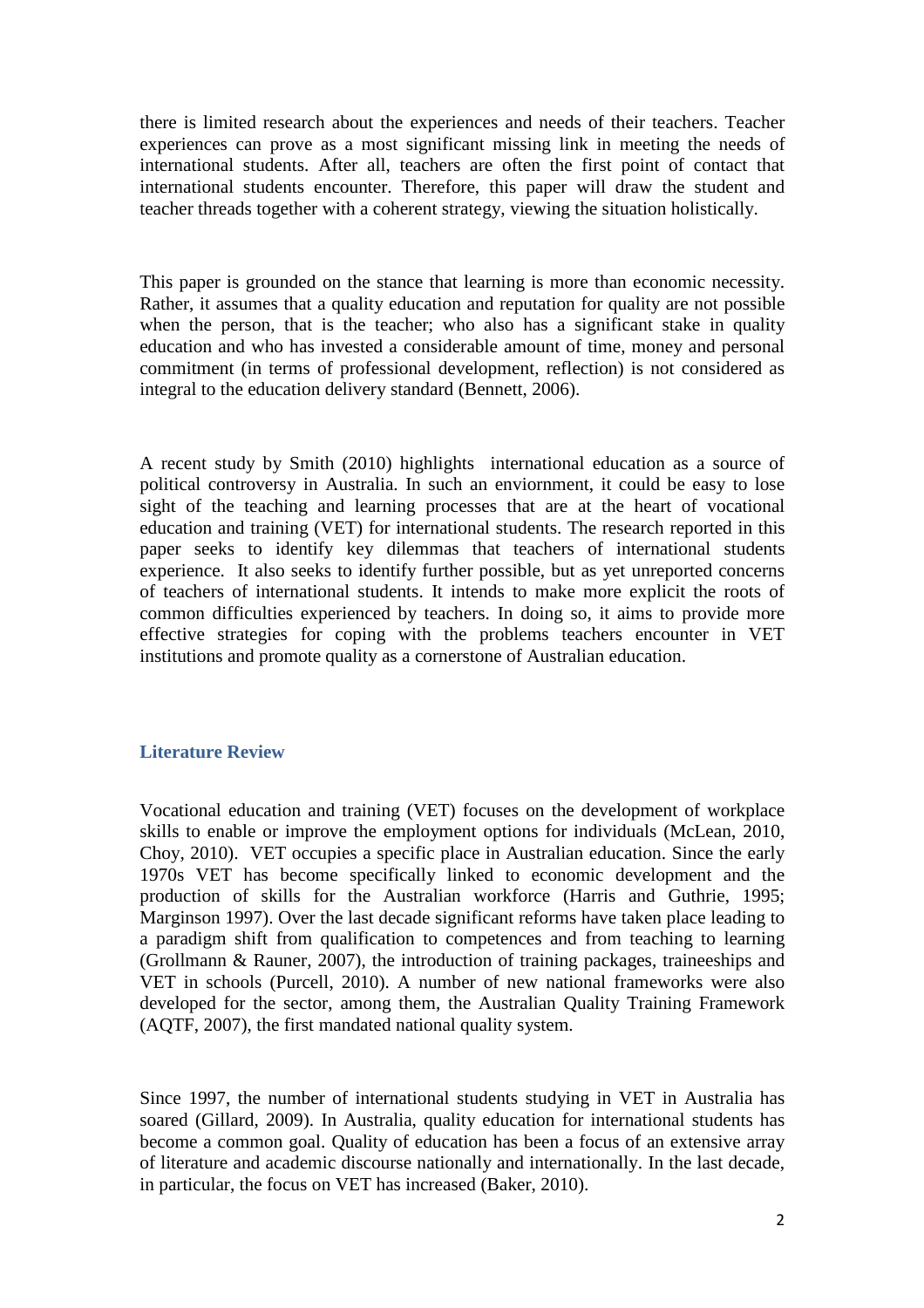there is limited research about the experiences and needs of their teachers. Teacher experiences can prove as a most significant missing link in meeting the needs of international students. After all, teachers are often the first point of contact that international students encounter. Therefore, this paper will draw the student and teacher threads together with a coherent strategy, viewing the situation holistically.

This paper is grounded on the stance that learning is more than economic necessity. Rather, it assumes that a quality education and reputation for quality are not possible when the person, that is the teacher; who also has a significant stake in quality education and who has invested a considerable amount of time, money and personal commitment (in terms of professional development, reflection) is not considered as integral to the education delivery standard (Bennett, 2006).

A recent study by Smith (2010) highlights international education as a source of political controversy in Australia. In such an enviornment, it could be easy to lose sight of the teaching and learning processes that are at the heart of vocational education and training (VET) for international students. The research reported in this paper seeks to identify key dilemmas that teachers of international students experience. It also seeks to identify further possible, but as yet unreported concerns of teachers of international students. It intends to make more explicit the roots of common difficulties experienced by teachers. In doing so, it aims to provide more effective strategies for coping with the problems teachers encounter in VET institutions and promote quality as a cornerstone of Australian education.

## Literature Review

Vocational education and training (VET) focuses on the development of workplace skills to enable or improve the employment options for individuals (McLean, 2010, Choy, 2010). VET occupies a specific place in Australian education. Since the early 1970s VET has become specifically linked to economic development and the production of skills for the Australian workforce (Harris and Guthrie, 1995; Marginson 1997). Over the last decade significant reforms have taken place leading to a paradigm shift from qualification to competences and from teaching to learning (Grollmann & Rauner, 2007), the introduction of training packages, traineeships and VET in schools (Purcell, 2010). A number of new national frameworks were also developed for the sector, among them, the Australian Quality Training Framework (AQTF, 2007), the first mandated national quality system.

Since 1997, the number of international students studying in VET in Australia has soared (Gillard, 2009). In Australia, quality education for international students has become a common goal. Quality of education has been a focus of an extensive array of literature and academic discourse nationally and internationally. In the last decade, in particular, the focus on VET has increased (Baker, 2010).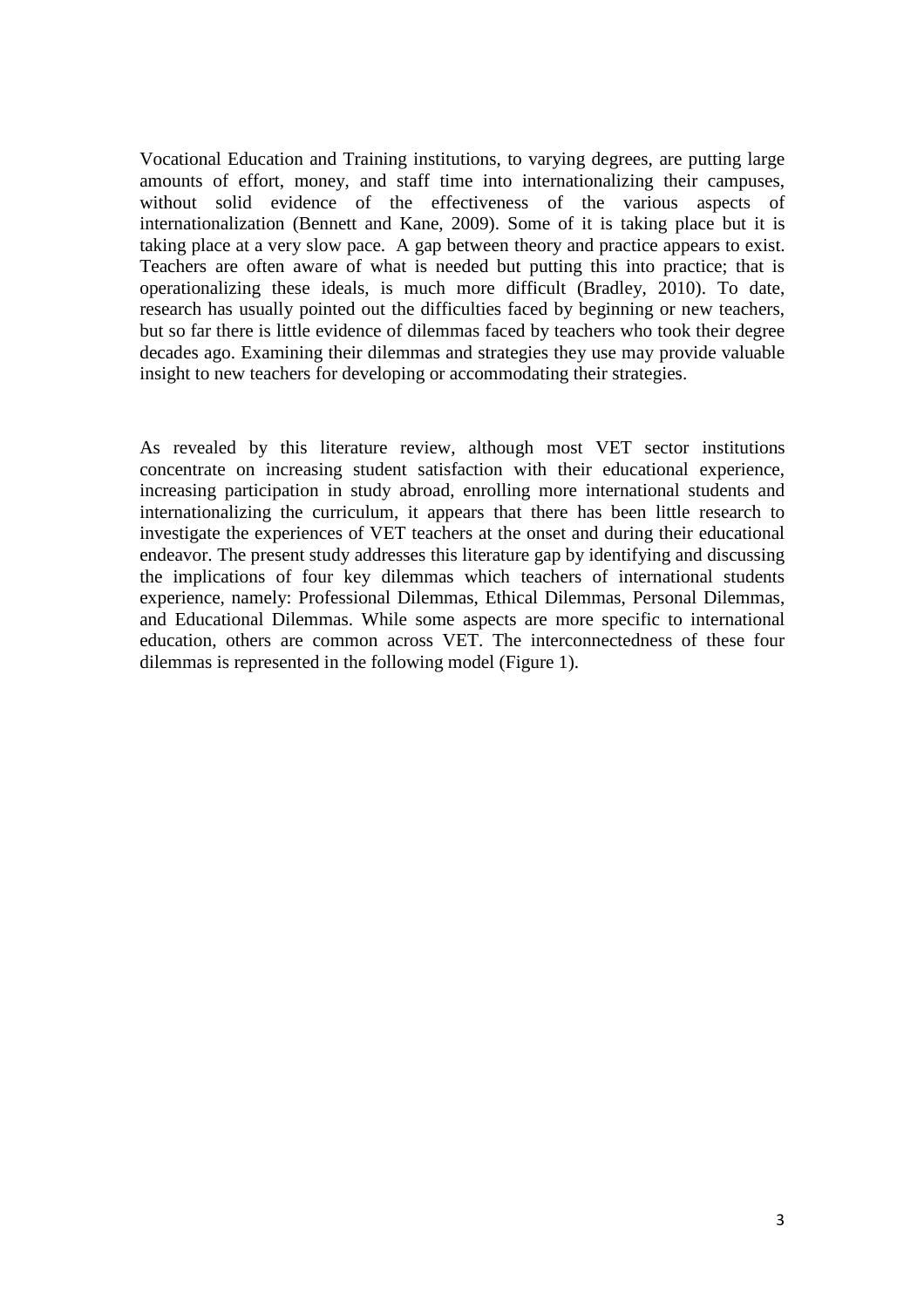Vocational Education and Training institutions, to varying degrees, are putting large amounts of effort, money, and staff time into internationalizing their campuses, without solid evidence of the effectiveness of the various aspects of internationalization (Bennett and Kane, 2009). Some of it is taking place but it is taking place at a very slow pace. A gap between theory and practice appears to exist. Teachers are often aware of what is needed but putting this into practice; that is operationalizing these ideals, is much more difficult (Bradley, 2010). To date, research has usually pointed out the difficulties faced by beginning or new teachers, but so far there is little evidence of dilemmas faced by teachers who took their degree decades ago. Examining their dilemmas and strategies they use may provide valuable insight to new teachers for developing or accommodating their strategies.

As revealed by this literature review, although most VET sector institutions concentrate on increasing student satisfaction with their educational experience, increasing participation in study abroad, enrolling more international students and internationalizing the curriculum, it appears that there has been little research to investigate the experiences of VET teachers at the onset and during their educational endeavor. The present study addresses this literature gap by identifying and discussing the implications of four key dilemmas which teachers of international students experience, namely: Professional Dilemmas, Ethical Dilemmas, Personal Dilemmas, and Educational Dilemmas. While some aspects are more specific to international education, others are common across VET. The interconnectedness of these four dilemmas is represented in the following model (Figure 1).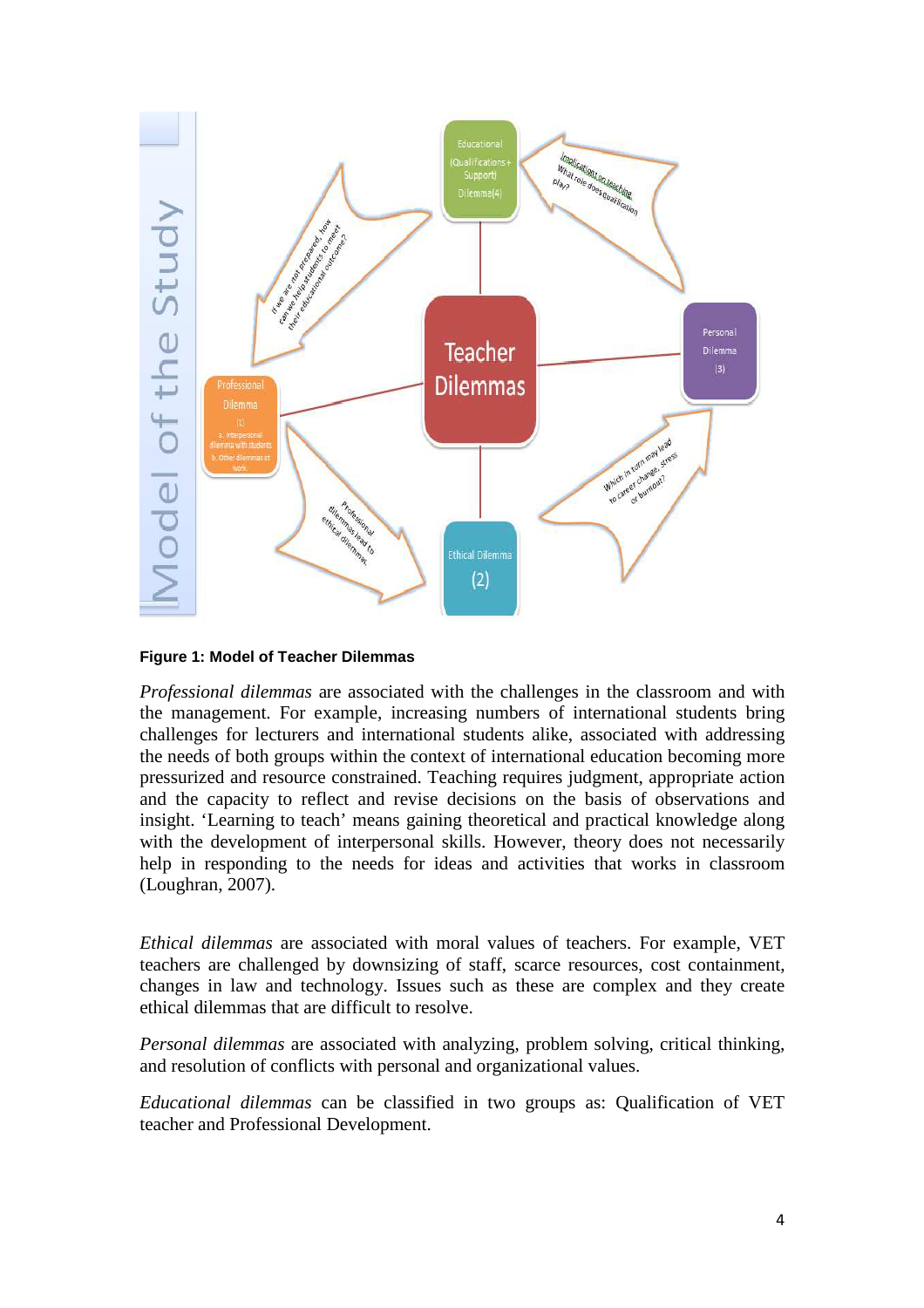**Figure 1: Model of Teacher Dilemmas**

*Professional dilemmas* are associated with the challenges in the classroom and with the management. For example, increasing numbers of international students bring challenges for lecturers and international students alike, associated with addressing the needs of both groups within the context of international education becoming more pressurized and resource constrained. Teaching requires judgment, appropriate action and the capacity to reflect and revise decisions on the basis of observations and insight. 'Learning to teach' means gaining theoretical and practical knowledge along with the development of interpersonal skills. However, theory does not necessarily help in responding to the needs for ideas and activities that works in classroom (Loughran, 2007).

*Ethical dilemmas* are associated with moral values of teachers. For example, VET teachers are challenged by downsizing of staff, scarce resources, cost containment, changes in law and technology. Issues such as these are complex and they create ethical dilemmas that are difficult to resolve.

*Personal dilemmas* are associated with analyzing, problem solving, critical thinking, and resolution of conflicts with personal and organizational values.

*Educational dilemmas* can be classified in two groups as: Qualification of VET teacher and Professional Development.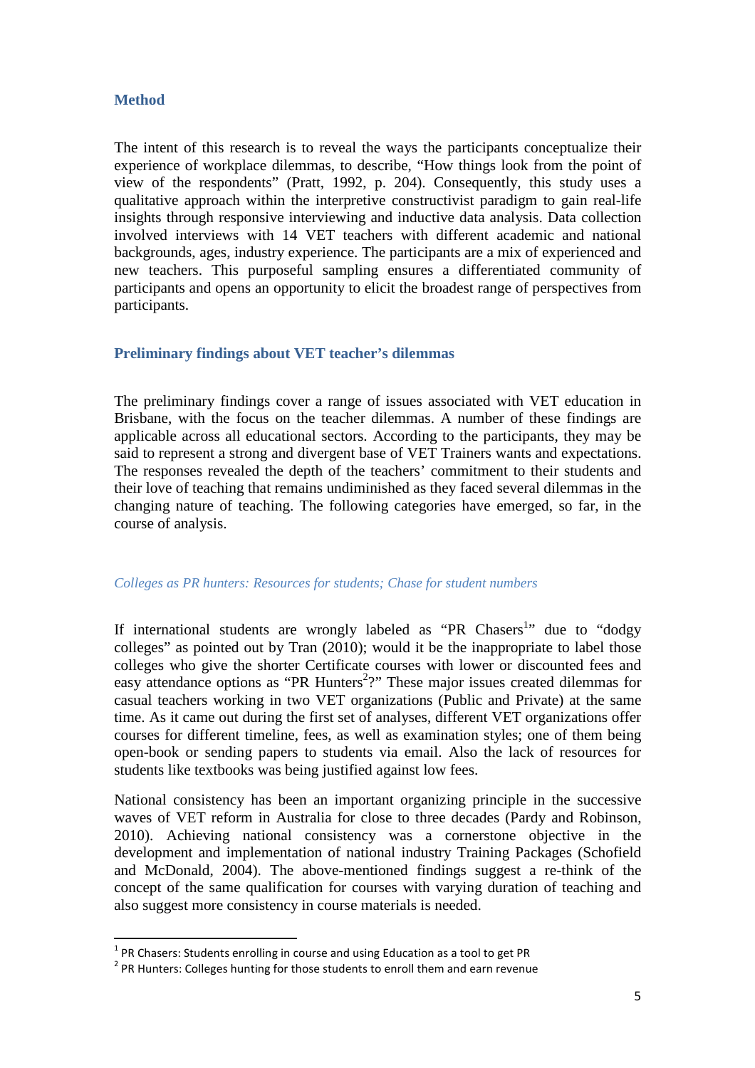## Method

The intent of this research is to reveal the ways the participants conceptualize their experience of workplace dilemmas, to describe, "How things look from the point of view of the respondents" (Pratt, 1992, p. 204). Consequently, this study uses a qualitative approach within the interpretive constructivist paradigm to gain real-life insights through responsive interviewing and inductive data analysis. Data collection involved interviews with 14 VET teachers with different academic and national backgrounds, ages, industry experience. The participants are a mix of experienced and new teachers. This purposeful sampling ensures a differentiated community of participants and opens an opportunity to elicit the broadest range of perspectives from participants.

## Preliminary findings about VET teacher's dilemmas

The preliminary findings cover a range of issues associated with VET education in Brisbane, with the focus on the teacher dilemmas. A number of these findings are applicable across all educational sectors. According to the participants, they may be said to represent a strong and divergent base of VET Trainers wants and expectations. The responses revealed the depth of the teachers' commitment to their students and their love of teaching that remains undiminished as they faced several dilemmas in the changing nature of teaching. The following categories have emerged, so far, in the course of analysis.

### *Colleges as PR hunters: Resources for students; Chase for student numbers*

If international students are wrongly labeled as "PR Chasers[1]" due to "dodgy colleges" as pointed out by Tran (2010); would it be the inappropriate to label those colleges who give the shorter Certificate courses with lower or discounted fees and easy attendance options as "PR Hunters[2]?" These major issues created dilemmas for casual teachers working in two VET organizations (Public and Private) at the same time. As it came out during the first set of analyses, different VET organizations offer courses for different timeline, fees, as well as examination styles; one of them being open-book or sending papers to students via email. Also the lack of resources for students like textbooks was being justified against low fees.

National consistency has been an important organizing principle in the successive waves of VET reform in Australia for close to three decades (Pardy and Robinson, 2010). Achieving national consistency was a cornerstone objective in the development and implementation of national industry Training Packages (Schofield and McDonald, 2004). The above-mentioned findings suggest a re-think of the concept of the same qualification for courses with varying duration of teaching and also suggest more consistency in course materials is needed.

---

[1] PR Chasers: Students enrolling in course and using Education as a tool to get PR

[2] PR Hunters: Colleges hunting for those students to enroll them and earn revenue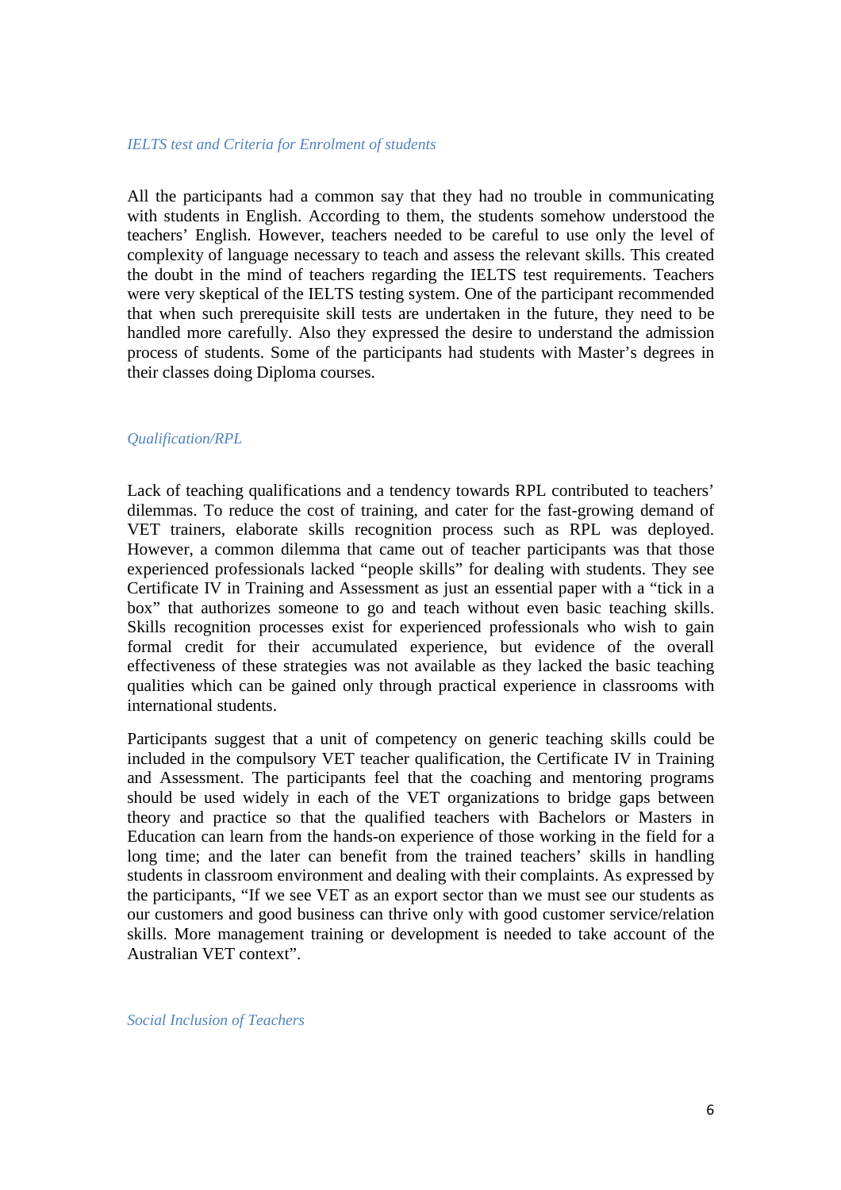### *IELTS test and Criteria for Enrolment of students*

All the participants had a common say that they had no trouble in communicating with students in English. According to them, the students somehow understood the teachers' English. However, teachers needed to be careful to use only the level of complexity of language necessary to teach and assess the relevant skills. This created the doubt in the mind of teachers regarding the IELTS test requirements. Teachers were very skeptical of the IELTS testing system. One of the participant recommended that when such prerequisite skill tests are undertaken in the future, they need to be handled more carefully. Also they expressed the desire to understand the admission process of students. Some of the participants had students with Master's degrees in their classes doing Diploma courses.

### *Qualification/RPL*

Lack of teaching qualifications and a tendency towards RPL contributed to teachers' dilemmas. To reduce the cost of training, and cater for the fast-growing demand of VET trainers, elaborate skills recognition process such as RPL was deployed. However, a common dilemma that came out of teacher participants was that those experienced professionals lacked "people skills" for dealing with students. They see Certificate IV in Training and Assessment as just an essential paper with a "tick in a box" that authorizes someone to go and teach without even basic teaching skills. Skills recognition processes exist for experienced professionals who wish to gain formal credit for their accumulated experience, but evidence of the overall effectiveness of these strategies was not available as they lacked the basic teaching qualities which can be gained only through practical experience in classrooms with international students.

Participants suggest that a unit of competency on generic teaching skills could be included in the compulsory VET teacher qualification, the Certificate IV in Training and Assessment. The participants feel that the coaching and mentoring programs should be used widely in each of the VET organizations to bridge gaps between theory and practice so that the qualified teachers with Bachelors or Masters in Education can learn from the hands-on experience of those working in the field for a long time; and the later can benefit from the trained teachers' skills in handling students in classroom environment and dealing with their complaints. As expressed by the participants, "If we see VET as an export sector than we must see our students as our customers and good business can thrive only with good customer service/relation skills. More management training or development is needed to take account of the Australian VET context".

### *Social Inclusion of Teachers*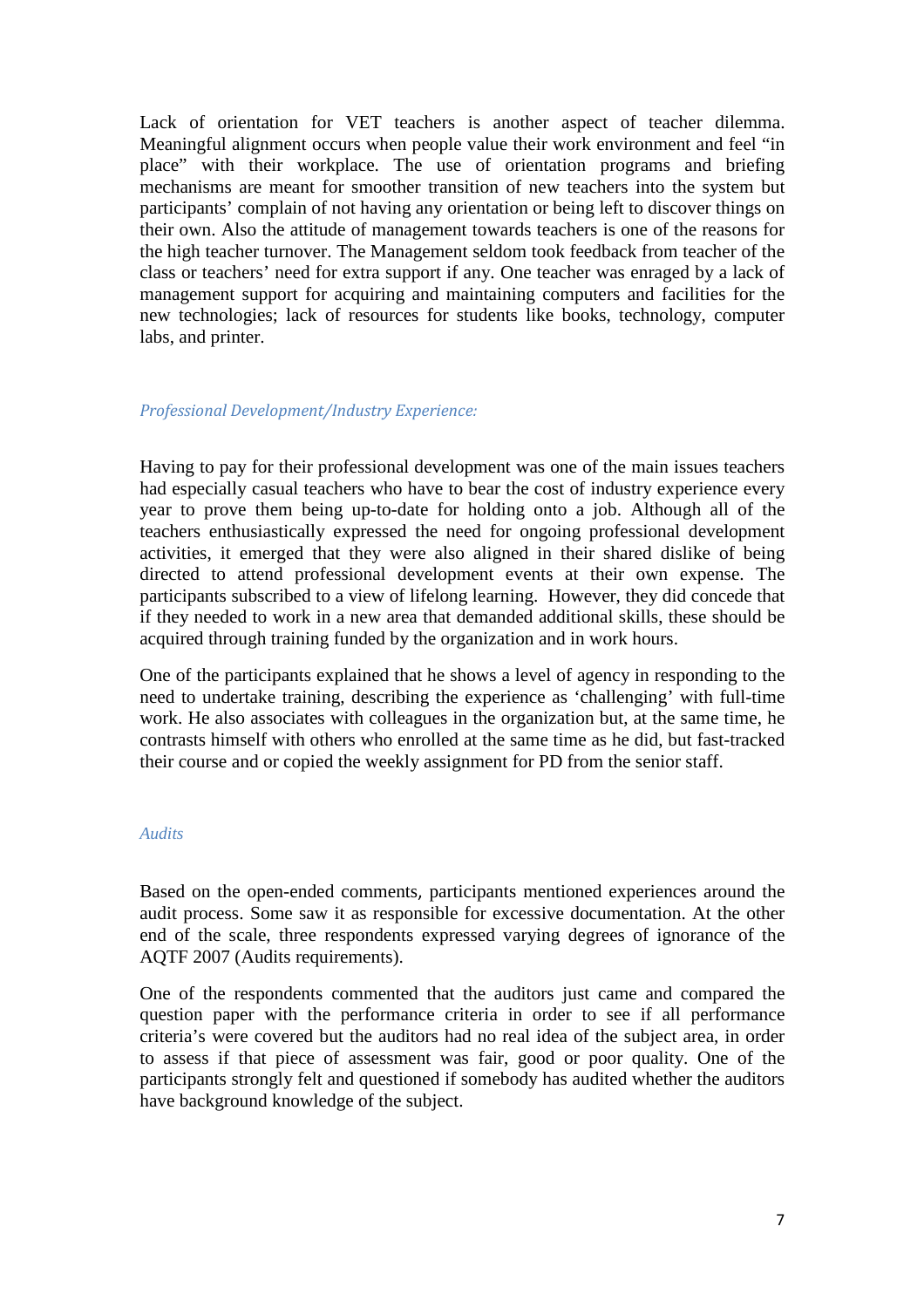Lack of orientation for VET teachers is another aspect of teacher dilemma. Meaningful alignment occurs when people value their work environment and feel "in place" with their workplace. The use of orientation programs and briefing mechanisms are meant for smoother transition of new teachers into the system but participants' complain of not having any orientation or being left to discover things on their own. Also the attitude of management towards teachers is one of the reasons for the high teacher turnover. The Management seldom took feedback from teacher of the class or teachers' need for extra support if any. One teacher was enraged by a lack of management support for acquiring and maintaining computers and facilities for the new technologies; lack of resources for students like books, technology, computer labs, and printer.

### *Professional Development/Industry Experience:*

Having to pay for their professional development was one of the main issues teachers had especially casual teachers who have to bear the cost of industry experience every year to prove them being up-to-date for holding onto a job. Although all of the teachers enthusiastically expressed the need for ongoing professional development activities, it emerged that they were also aligned in their shared dislike of being directed to attend professional development events at their own expense. The participants subscribed to a view of lifelong learning. However, they did concede that if they needed to work in a new area that demanded additional skills, these should be acquired through training funded by the organization and in work hours.

One of the participants explained that he shows a level of agency in responding to the need to undertake training, describing the experience as 'challenging' with full-time work. He also associates with colleagues in the organization but, at the same time, he contrasts himself with others who enrolled at the same time as he did, but fast-tracked their course and or copied the weekly assignment for PD from the senior staff.

### *Audits*

Based on the open-ended comments, participants mentioned experiences around the audit process. Some saw it as responsible for excessive documentation. At the other end of the scale, three respondents expressed varying degrees of ignorance of the AQTF 2007 (Audits requirements).

One of the respondents commented that the auditors just came and compared the question paper with the performance criteria in order to see if all performance criteria's were covered but the auditors had no real idea of the subject area, in order to assess if that piece of assessment was fair, good or poor quality. One of the participants strongly felt and questioned if somebody has audited whether the auditors have background knowledge of the subject.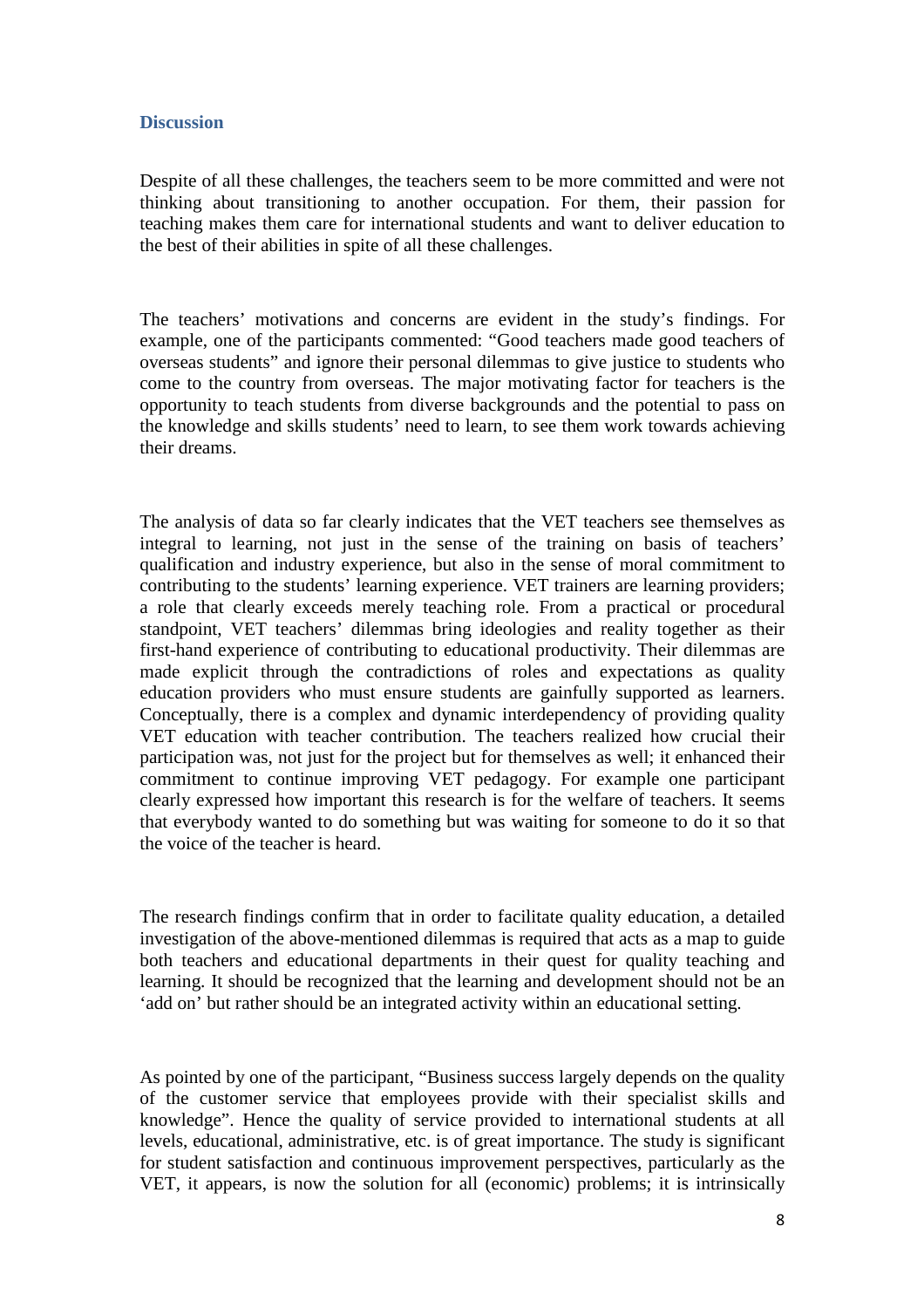## Discussion

Despite of all these challenges, the teachers seem to be more committed and were not thinking about transitioning to another occupation. For them, their passion for teaching makes them care for international students and want to deliver education to the best of their abilities in spite of all these challenges.

The teachers' motivations and concerns are evident in the study's findings. For example, one of the participants commented: "Good teachers made good teachers of overseas students" and ignore their personal dilemmas to give justice to students who come to the country from overseas. The major motivating factor for teachers is the opportunity to teach students from diverse backgrounds and the potential to pass on the knowledge and skills students' need to learn, to see them work towards achieving their dreams.

The analysis of data so far clearly indicates that the VET teachers see themselves as integral to learning, not just in the sense of the training on basis of teachers' qualification and industry experience, but also in the sense of moral commitment to contributing to the students' learning experience. VET trainers are learning providers; a role that clearly exceeds merely teaching role. From a practical or procedural standpoint, VET teachers' dilemmas bring ideologies and reality together as their first-hand experience of contributing to educational productivity. Their dilemmas are made explicit through the contradictions of roles and expectations as quality education providers who must ensure students are gainfully supported as learners. Conceptually, there is a complex and dynamic interdependency of providing quality VET education with teacher contribution. The teachers realized how crucial their participation was, not just for the project but for themselves as well; it enhanced their commitment to continue improving VET pedagogy. For example one participant clearly expressed how important this research is for the welfare of teachers. It seems that everybody wanted to do something but was waiting for someone to do it so that the voice of the teacher is heard.

The research findings confirm that in order to facilitate quality education, a detailed investigation of the above-mentioned dilemmas is required that acts as a map to guide both teachers and educational departments in their quest for quality teaching and learning. It should be recognized that the learning and development should not be an 'add on' but rather should be an integrated activity within an educational setting.

As pointed by one of the participant, "Business success largely depends on the quality of the customer service that employees provide with their specialist skills and knowledge". Hence the quality of service provided to international students at all levels, educational, administrative, etc. is of great importance. The study is significant for student satisfaction and continuous improvement perspectives, particularly as the VET, it appears, is now the solution for all (economic) problems; it is intrinsically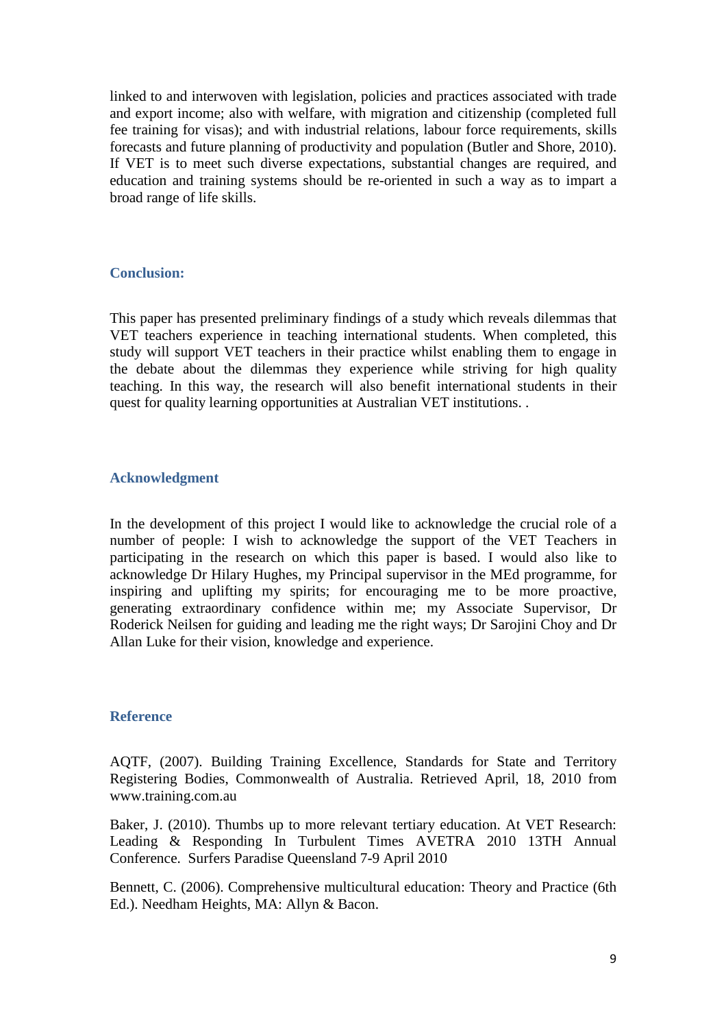linked to and interwoven with legislation, policies and practices associated with trade and export income; also with welfare, with migration and citizenship (completed full fee training for visas); and with industrial relations, labour force requirements, skills forecasts and future planning of productivity and population (Butler and Shore, 2010). If VET is to meet such diverse expectations, substantial changes are required, and education and training systems should be re-oriented in such a way as to impart a broad range of life skills.

## Conclusion:

This paper has presented preliminary findings of a study which reveals dilemmas that VET teachers experience in teaching international students. When completed, this study will support VET teachers in their practice whilst enabling them to engage in the debate about the dilemmas they experience while striving for high quality teaching. In this way, the research will also benefit international students in their quest for quality learning opportunities at Australian VET institutions. .

## Acknowledgment

In the development of this project I would like to acknowledge the crucial role of a number of people: I wish to acknowledge the support of the VET Teachers in participating in the research on which this paper is based. I would also like to acknowledge Dr Hilary Hughes, my Principal supervisor in the MEd programme, for inspiring and uplifting my spirits; for encouraging me to be more proactive, generating extraordinary confidence within me; my Associate Supervisor, Dr Roderick Neilsen for guiding and leading me the right ways; Dr Sarojini Choy and Dr Allan Luke for their vision, knowledge and experience.

## Reference

AQTF, (2007). Building Training Excellence, Standards for State and Territory Registering Bodies, Commonwealth of Australia. Retrieved April, 18, 2010 from www.training.com.au

Baker, J. (2010). Thumbs up to more relevant tertiary education. At VET Research: Leading & Responding In Turbulent Times AVETRA 2010 13TH Annual Conference. Surfers Paradise Queensland 7-9 April 2010

Bennett, C. (2006). Comprehensive multicultural education: Theory and Practice (6th Ed.). Needham Heights, MA: Allyn & Bacon.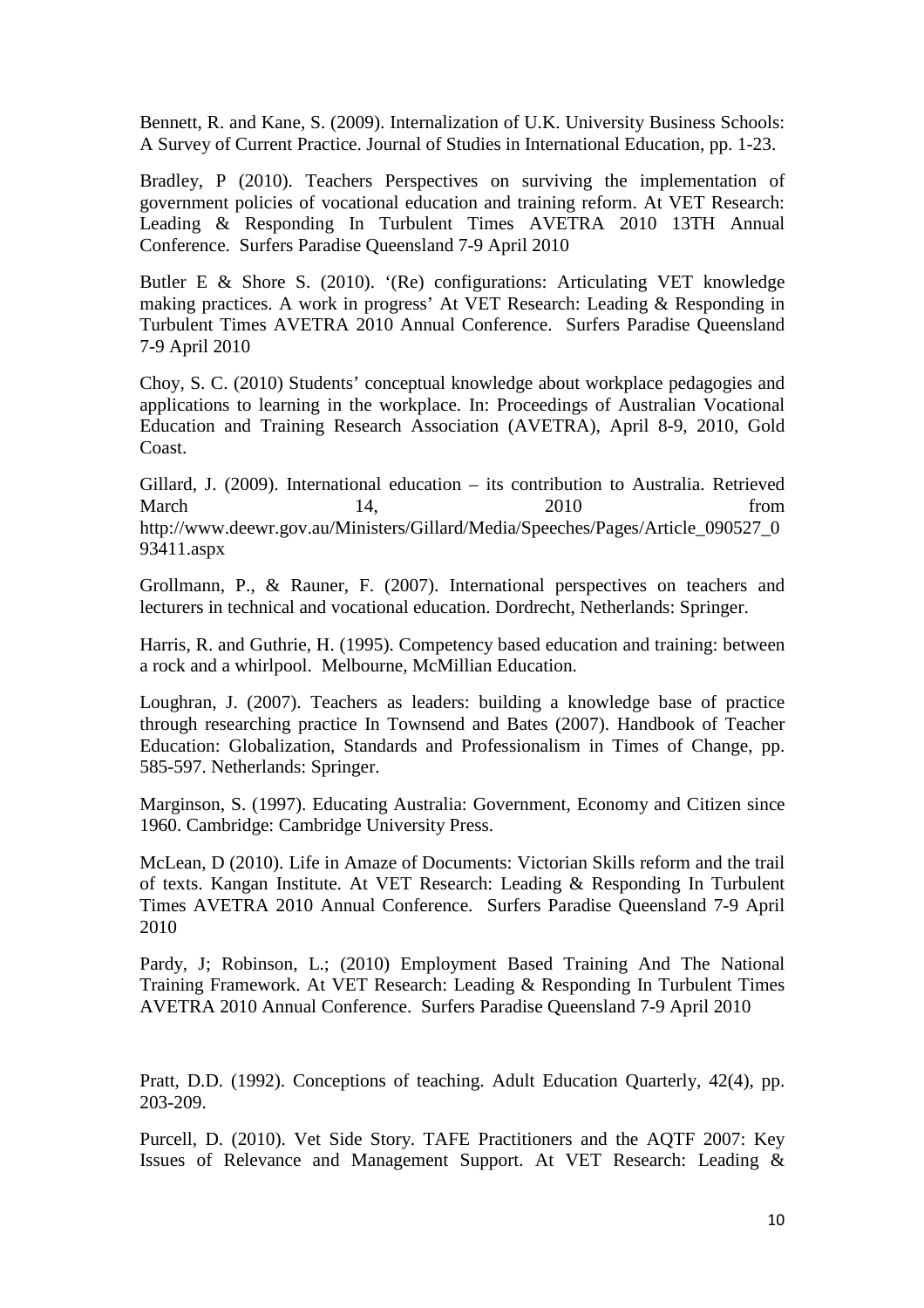Bennett, R. and Kane, S. (2009). Internalization of U.K. University Business Schools: A Survey of Current Practice. Journal of Studies in International Education, pp. 1-23.

Bradley, P (2010). Teachers Perspectives on surviving the implementation of government policies of vocational education and training reform. At VET Research: Leading & Responding In Turbulent Times AVETRA 2010 13TH Annual Conference. Surfers Paradise Queensland 7-9 April 2010

Butler E & Shore S. (2010). '(Re) configurations: Articulating VET knowledge making practices. A work in progress' At VET Research: Leading & Responding in Turbulent Times AVETRA 2010 Annual Conference. Surfers Paradise Queensland 7-9 April 2010

Choy, S. C. (2010) Students' conceptual knowledge about workplace pedagogies and applications to learning in the workplace. In: Proceedings of Australian Vocational Education and Training Research Association (AVETRA), April 8-9, 2010, Gold Coast.

Gillard, J. (2009). International education – its contribution to Australia. Retrieved March 14, 2010 from http://www.deewr.gov.au/Ministers/Gillard/Media/Speeches/Pages/Article_090527_093411.aspx

Grollmann, P., & Rauner, F. (2007). International perspectives on teachers and lecturers in technical and vocational education. Dordrecht, Netherlands: Springer.

Harris, R. and Guthrie, H. (1995). Competency based education and training: between a rock and a whirlpool. Melbourne, McMillian Education.

Loughran, J. (2007). Teachers as leaders: building a knowledge base of practice through researching practice In Townsend and Bates (2007). Handbook of Teacher Education: Globalization, Standards and Professionalism in Times of Change, pp. 585-597. Netherlands: Springer.

Marginson, S. (1997). Educating Australia: Government, Economy and Citizen since 1960. Cambridge: Cambridge University Press.

McLean, D (2010). Life in Amaze of Documents: Victorian Skills reform and the trail of texts. Kangan Institute. At VET Research: Leading & Responding In Turbulent Times AVETRA 2010 Annual Conference. Surfers Paradise Queensland 7-9 April 2010

Pardy, J; Robinson, L.; (2010) Employment Based Training And The National Training Framework. At VET Research: Leading & Responding In Turbulent Times AVETRA 2010 Annual Conference. Surfers Paradise Queensland 7-9 April 2010

Pratt, D.D. (1992). Conceptions of teaching. Adult Education Quarterly, 42(4), pp. 203-209.

Purcell, D. (2010). Vet Side Story. TAFE Practitioners and the AQTF 2007: Key Issues of Relevance and Management Support. At VET Research: Leading &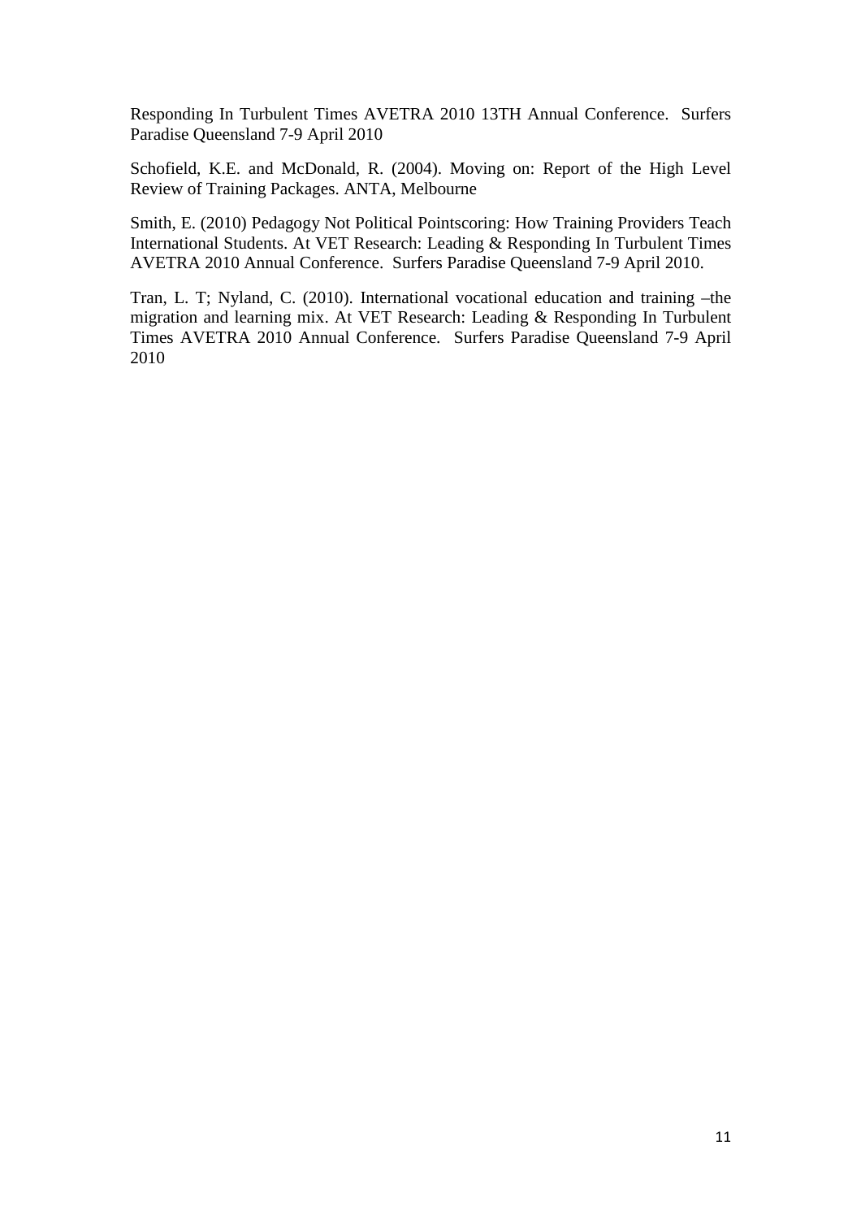Responding In Turbulent Times AVETRA 2010 13TH Annual Conference. Surfers Paradise Queensland 7-9 April 2010

Schofield, K.E. and McDonald, R. (2004). Moving on: Report of the High Level Review of Training Packages. ANTA, Melbourne

Smith, E. (2010) Pedagogy Not Political Pointscoring: How Training Providers Teach International Students. At VET Research: Leading & Responding In Turbulent Times AVETRA 2010 Annual Conference. Surfers Paradise Queensland 7-9 April 2010.

Tran, L. T; Nyland, C. (2010). International vocational education and training –the migration and learning mix. At VET Research: Leading & Responding In Turbulent Times AVETRA 2010 Annual Conference. Surfers Paradise Queensland 7-9 April 2010